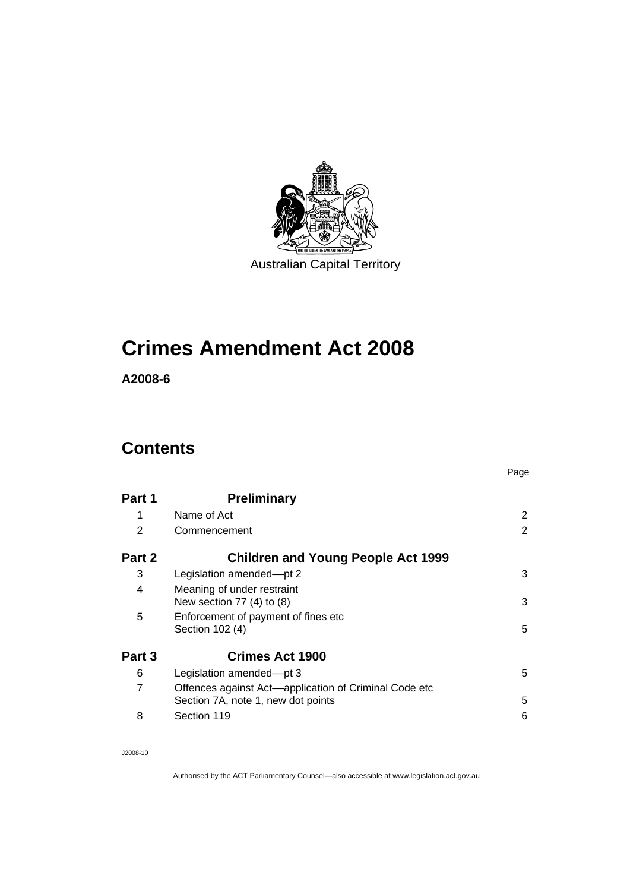Australian Capital Territory

# Crimes Amendment Act 2008

**A2008-6**

## Contents

| | | Page |
|---|---|---|
| **Part 1** | **Preliminary** | |
| 1 | Name of Act | 2 |
| 2 | Commencement | 2 |
| **Part 2** | **Children and Young People Act 1999** | |
| 3 | Legislation amended—pt 2 | 3 |
| 4 | Meaning of under restraint<br>New section 77 (4) to (8) | 3 |
| 5 | Enforcement of payment of fines etc<br>Section 102 (4) | 5 |
| **Part 3** | **Crimes Act 1900** | |
| 6 | Legislation amended—pt 3 | 5 |
| 7 | Offences against Act—application of Criminal Code etc<br>Section 7A, note 1, new dot points | 5 |
| 8 | Section 119 | 6 |

J2008-10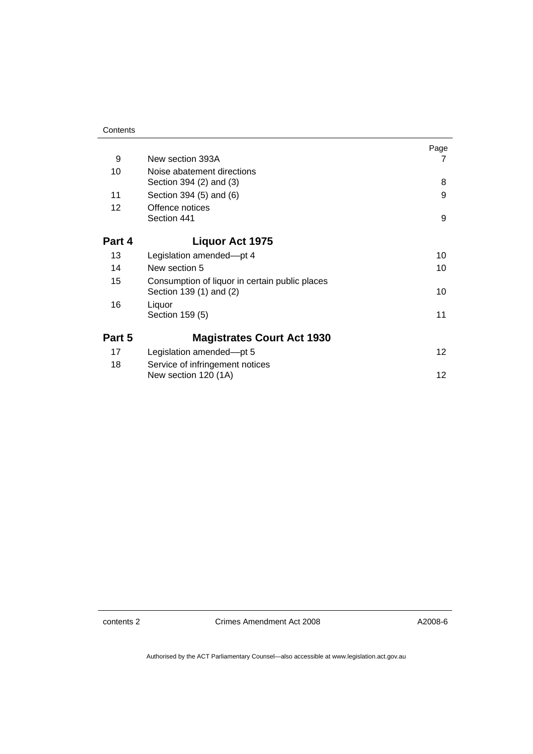| | | Page |
|---|---|---|
| 9 | New section 393A | 7 |
| 10 | Noise abatement directions<br>Section 394 (2) and (3) | 8 |
| 11 | Section 394 (5) and (6) | 9 |
| 12 | Offence notices<br>Section 441 | 9 |
| **Part 4** | **Liquor Act 1975** | |
| 13 | Legislation amended—pt 4 | 10 |
| 14 | New section 5 | 10 |
| 15 | Consumption of liquor in certain public places<br>Section 139 (1) and (2) | 10 |
| 16 | Liquor<br>Section 159 (5) | 11 |
| **Part 5** | **Magistrates Court Act 1930** | |
| 17 | Legislation amended—pt 5 | 12 |
| 18 | Service of infringement notices<br>New section 120 (1A) | 12 |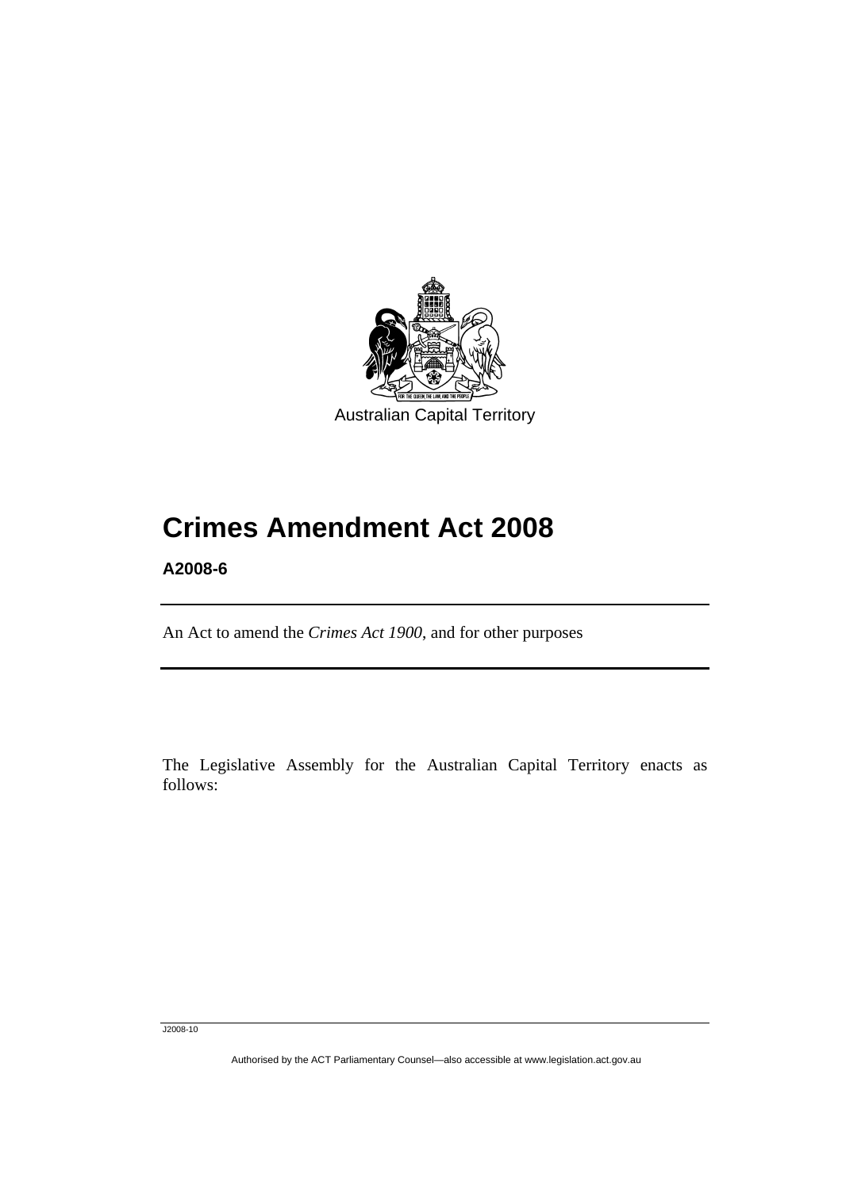Australian Capital Territory

# Crimes Amendment Act 2008

**A2008-6**

An Act to amend the *Crimes Act 1900*, and for other purposes

The Legislative Assembly for the Australian Capital Territory enacts as follows: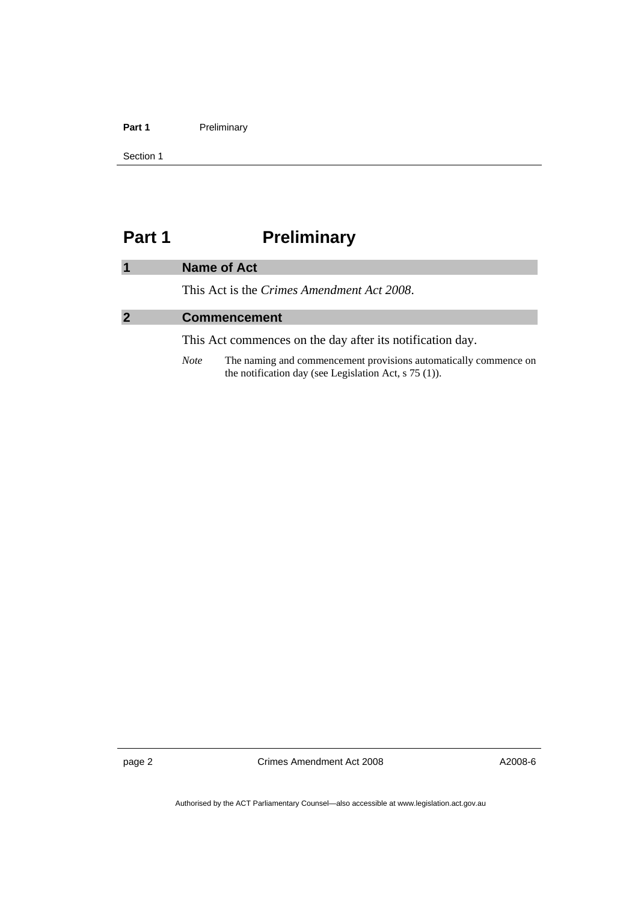# Part 1 Preliminary

## 1 Name of Act

This Act is the *Crimes Amendment Act 2008*.

## 2 Commencement

This Act commences on the day after its notification day.

*Note* The naming and commencement provisions automatically commence on the notification day (see Legislation Act, s 75 (1)).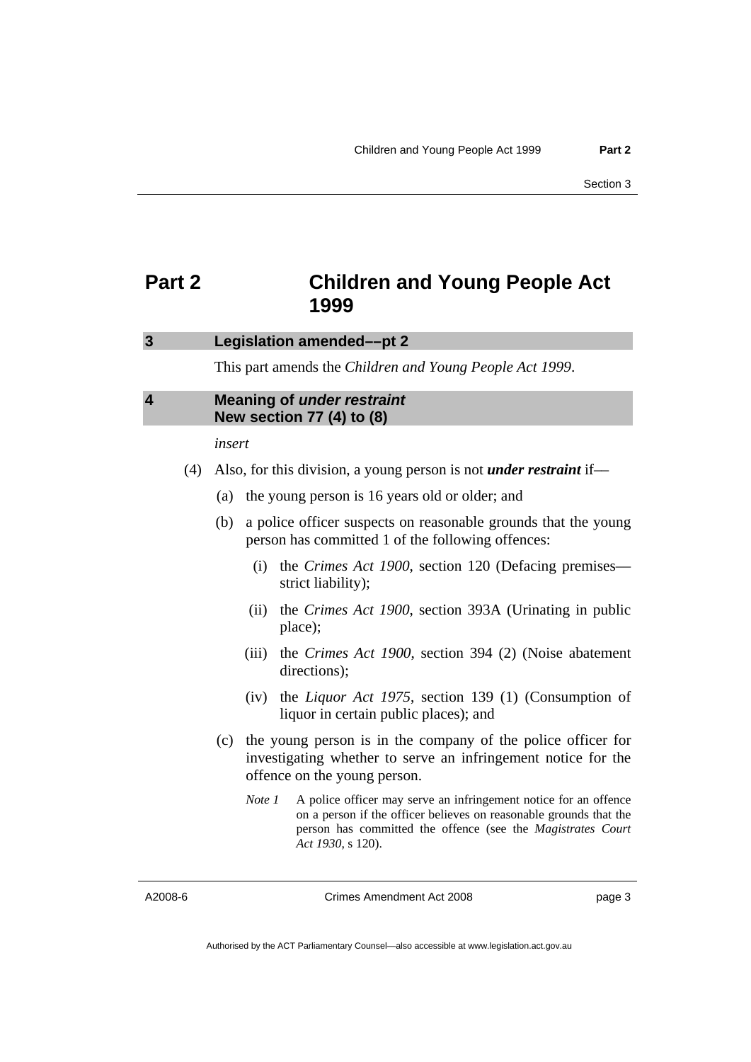# Part 2 Children and Young People Act 1999

## 3 Legislation amended––pt 2

This part amends the *Children and Young People Act 1999*.

## 4 Meaning of *under restraint* New section 77 (4) to (8)

*insert*

(4) Also, for this division, a young person is not ***under restraint*** if—

(a) the young person is 16 years old or older; and

(b) a police officer suspects on reasonable grounds that the young person has committed 1 of the following offences:

(i) the *Crimes Act 1900*, section 120 (Defacing premises—strict liability);

(ii) the *Crimes Act 1900*, section 393A (Urinating in public place);

(iii) the *Crimes Act 1900*, section 394 (2) (Noise abatement directions);

(iv) the *Liquor Act 1975*, section 139 (1) (Consumption of liquor in certain public places); and

(c) the young person is in the company of the police officer for investigating whether to serve an infringement notice for the offence on the young person.

*Note 1* A police officer may serve an infringement notice for an offence on a person if the officer believes on reasonable grounds that the person has committed the offence (see the *Magistrates Court Act 1930*, s 120).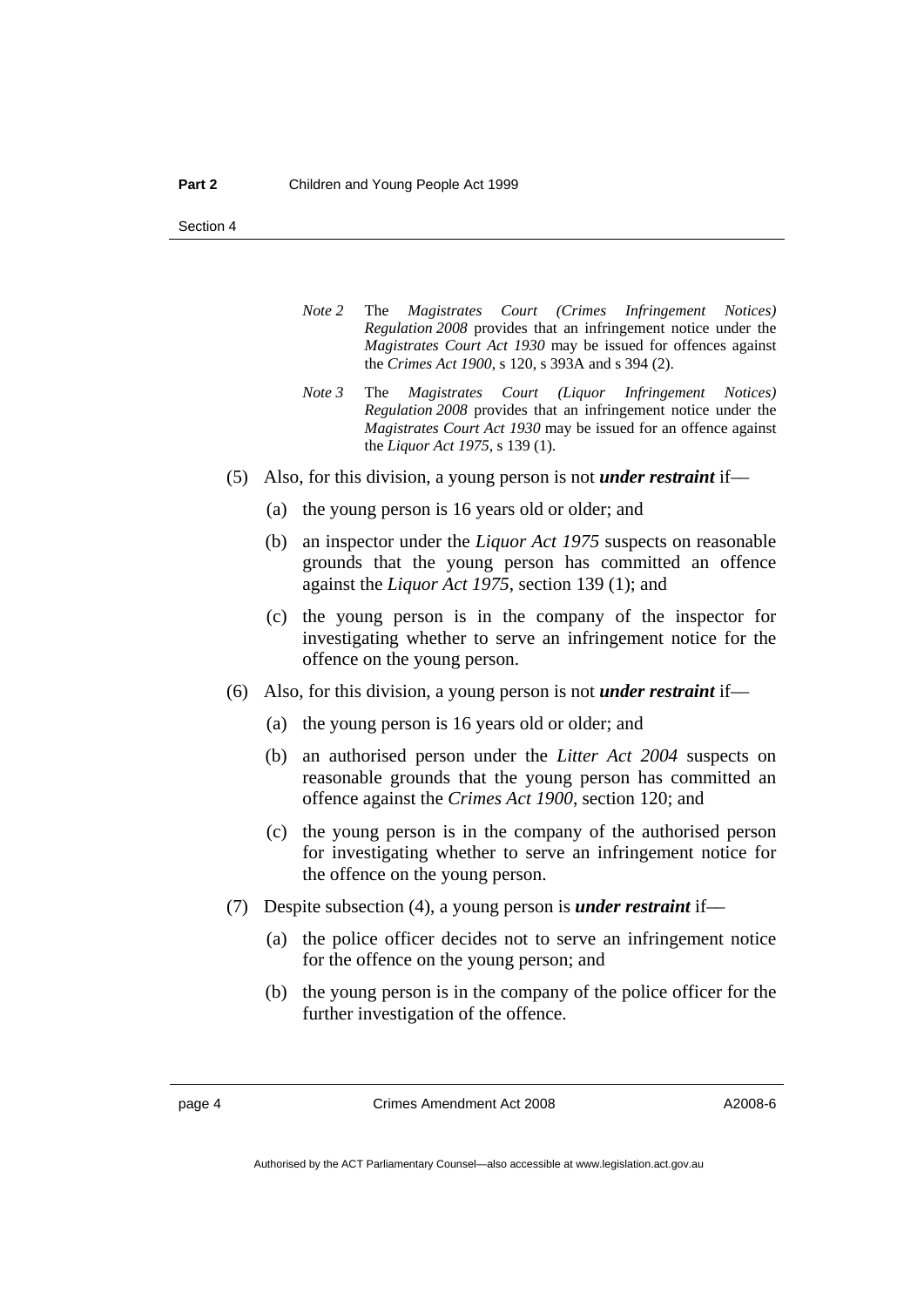*Note 2* The *Magistrates Court (Crimes Infringement Notices) Regulation 2008* provides that an infringement notice under the *Magistrates Court Act 1930* may be issued for offences against the *Crimes Act 1900*, s 120, s 393A and s 394 (2).

*Note 3* The *Magistrates Court (Liquor Infringement Notices) Regulation 2008* provides that an infringement notice under the *Magistrates Court Act 1930* may be issued for an offence against the *Liquor Act 1975*, s 139 (1).

(5) Also, for this division, a young person is not ***under restraint*** if—

- (a) the young person is 16 years old or older; and
- (b) an inspector under the *Liquor Act 1975* suspects on reasonable grounds that the young person has committed an offence against the *Liquor Act 1975*, section 139 (1); and
- (c) the young person is in the company of the inspector for investigating whether to serve an infringement notice for the offence on the young person.

(6) Also, for this division, a young person is not ***under restraint*** if—

- (a) the young person is 16 years old or older; and
- (b) an authorised person under the *Litter Act 2004* suspects on reasonable grounds that the young person has committed an offence against the *Crimes Act 1900*, section 120; and
- (c) the young person is in the company of the authorised person for investigating whether to serve an infringement notice for the offence on the young person.

(7) Despite subsection (4), a young person is ***under restraint*** if—

- (a) the police officer decides not to serve an infringement notice for the offence on the young person; and
- (b) the young person is in the company of the police officer for the further investigation of the offence.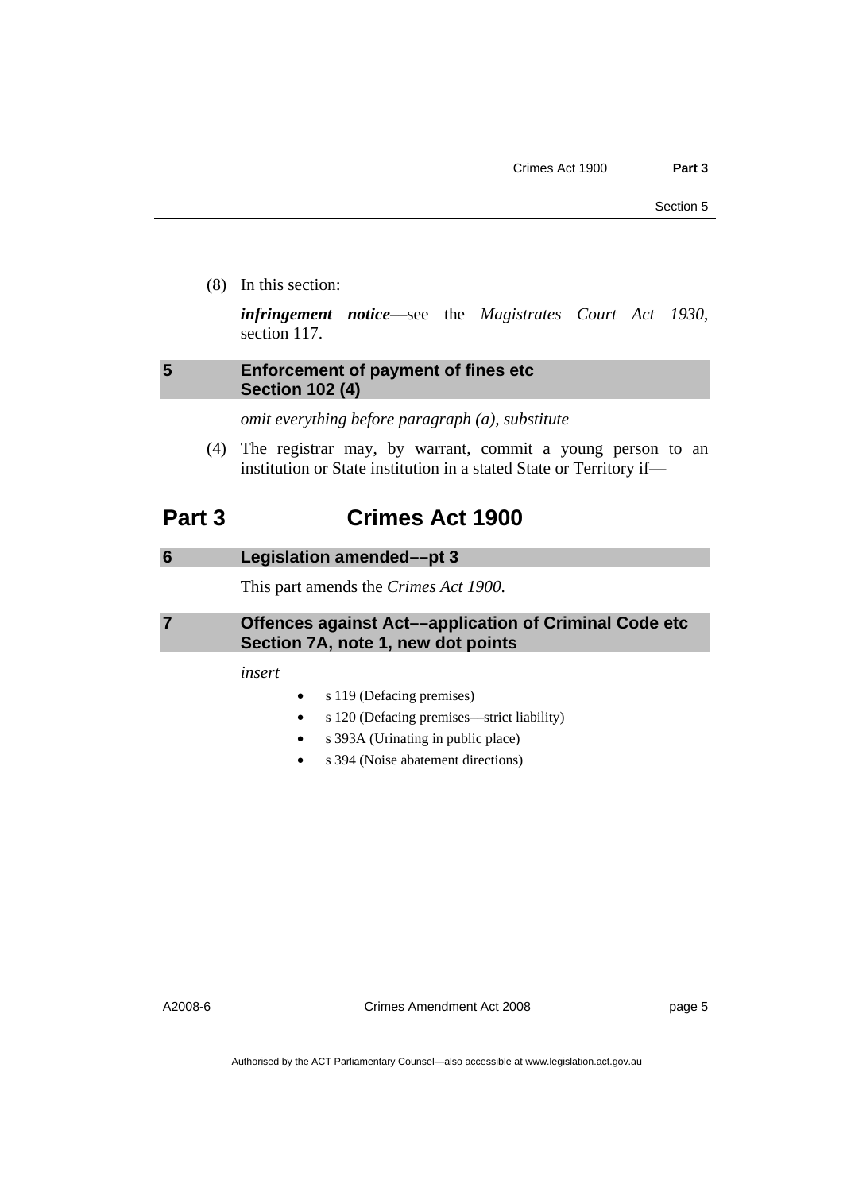(8) In this section:

***infringement notice***—see the *Magistrates Court Act 1930*, section 117.

### 5 Enforcement of payment of fines etc Section 102 (4)

*omit everything before paragraph (a), substitute*

(4) The registrar may, by warrant, commit a young person to an institution or State institution in a stated State or Territory if—

# Part 3 Crimes Act 1900

### 6 Legislation amended––pt 3

This part amends the *Crimes Act 1900*.

### 7 Offences against Act––application of Criminal Code etc Section 7A, note 1, new dot points

*insert*

- s 119 (Defacing premises)
- s 120 (Defacing premises—strict liability)
- s 393A (Urinating in public place)
- s 394 (Noise abatement directions)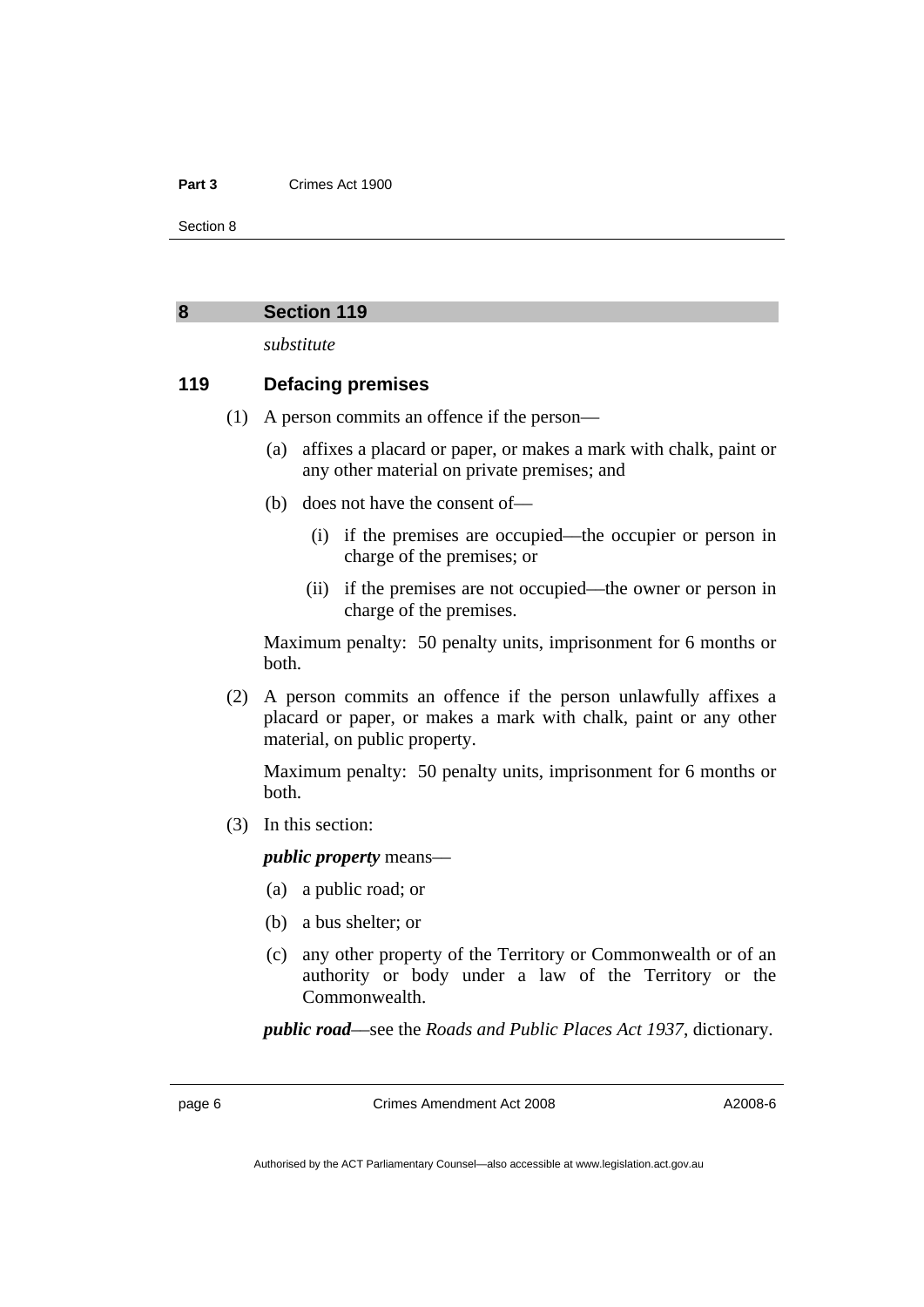## 8 Section 119

*substitute*

### 119 Defacing premises

(1) A person commits an offence if the person—

(a) affixes a placard or paper, or makes a mark with chalk, paint or any other material on private premises; and

(b) does not have the consent of—

(i) if the premises are occupied—the occupier or person in charge of the premises; or

(ii) if the premises are not occupied—the owner or person in charge of the premises.

Maximum penalty: 50 penalty units, imprisonment for 6 months or both.

(2) A person commits an offence if the person unlawfully affixes a placard or paper, or makes a mark with chalk, paint or any other material, on public property.

Maximum penalty: 50 penalty units, imprisonment for 6 months or both.

(3) In this section:

***public property*** means—

(a) a public road; or

(b) a bus shelter; or

(c) any other property of the Territory or Commonwealth or of an authority or body under a law of the Territory or the Commonwealth.

***public road***—see the *Roads and Public Places Act 1937*, dictionary.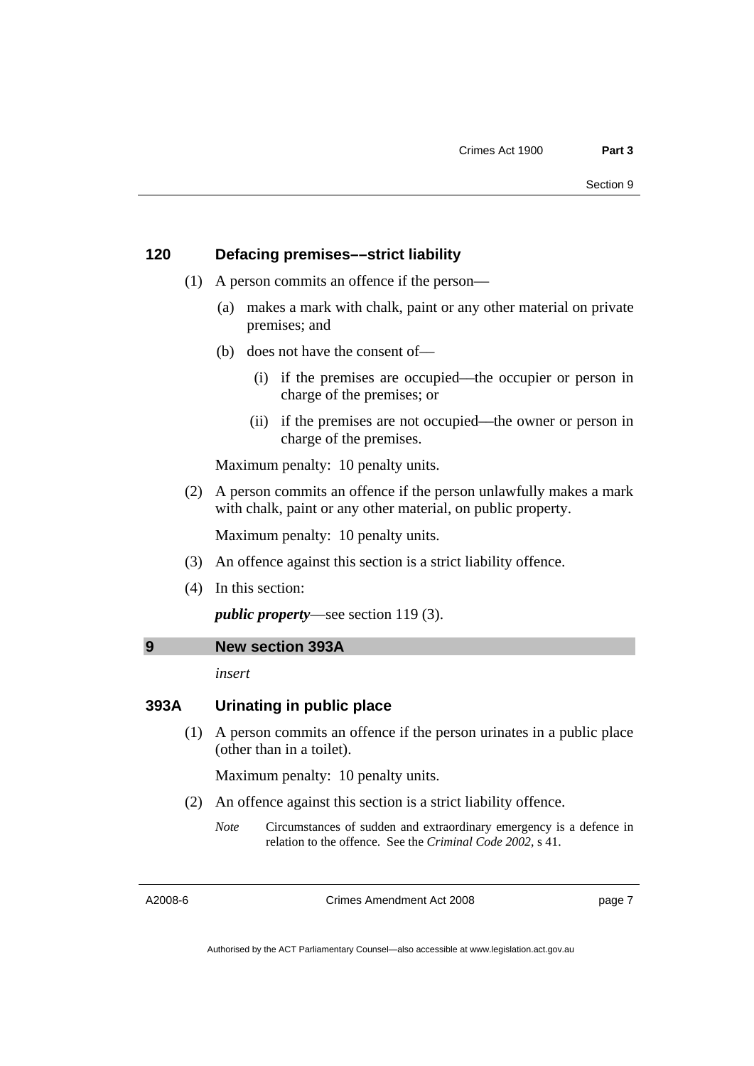## 120 Defacing premises––strict liability

(1) A person commits an offence if the person—

(a) makes a mark with chalk, paint or any other material on private premises; and

(b) does not have the consent of—

(i) if the premises are occupied—the occupier or person in charge of the premises; or

(ii) if the premises are not occupied—the owner or person in charge of the premises.

Maximum penalty: 10 penalty units.

(2) A person commits an offence if the person unlawfully makes a mark with chalk, paint or any other material, on public property.

Maximum penalty: 10 penalty units.

(3) An offence against this section is a strict liability offence.

(4) In this section:

***public property***—see section 119 (3).

## 9 New section 393A

*insert*

## 393A Urinating in public place

(1) A person commits an offence if the person urinates in a public place (other than in a toilet).

Maximum penalty: 10 penalty units.

(2) An offence against this section is a strict liability offence.

*Note* Circumstances of sudden and extraordinary emergency is a defence in relation to the offence. See the *Criminal Code 2002*, s 41.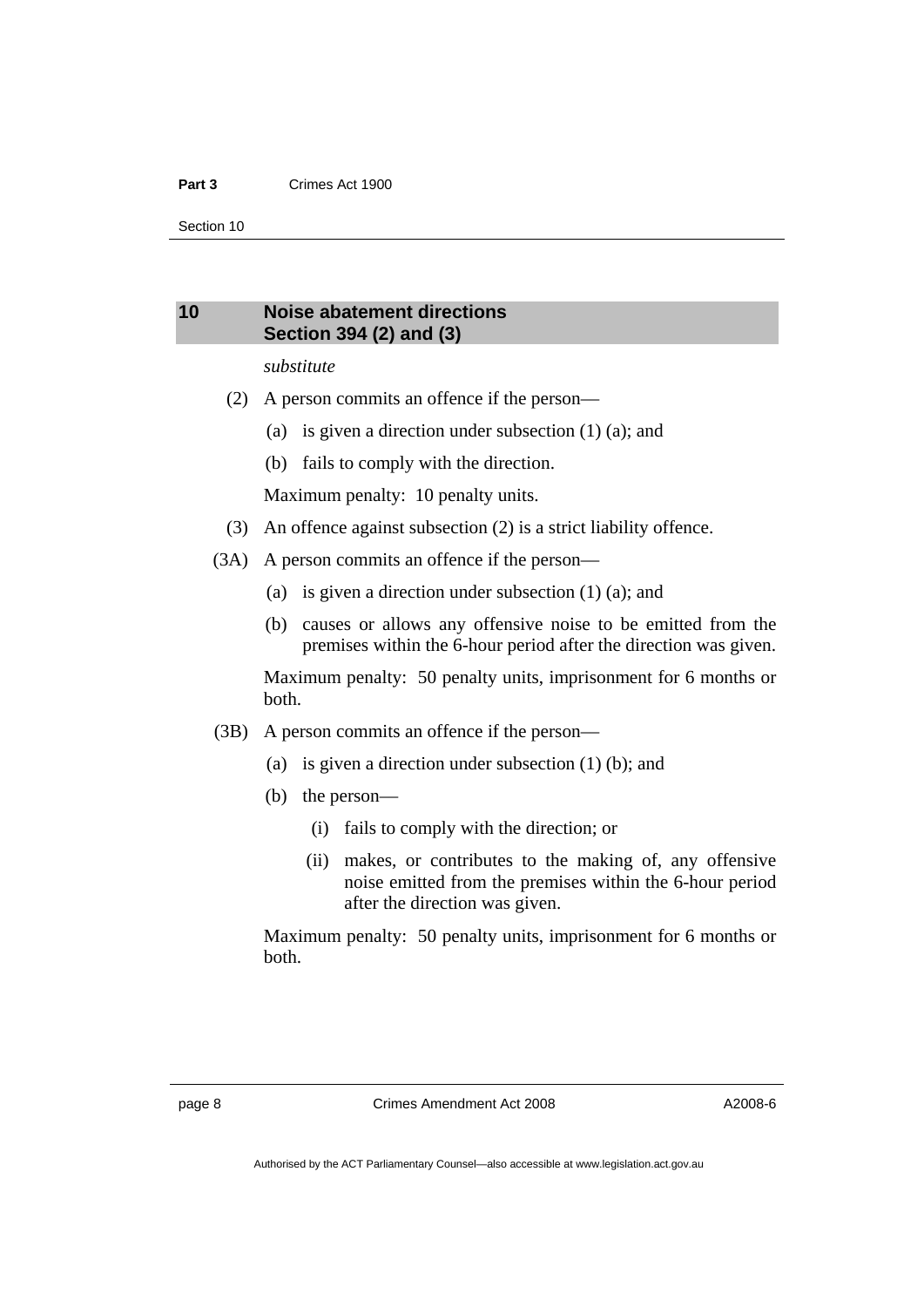## 10 Noise abatement directions Section 394 (2) and (3)

*substitute*

(2) A person commits an offence if the person—

(a) is given a direction under subsection (1) (a); and

(b) fails to comply with the direction.

Maximum penalty: 10 penalty units.

(3) An offence against subsection (2) is a strict liability offence.

(3A) A person commits an offence if the person—

(a) is given a direction under subsection (1) (a); and

(b) causes or allows any offensive noise to be emitted from the premises within the 6-hour period after the direction was given.

Maximum penalty: 50 penalty units, imprisonment for 6 months or both.

(3B) A person commits an offence if the person—

(a) is given a direction under subsection (1) (b); and

(b) the person—

(i) fails to comply with the direction; or

(ii) makes, or contributes to the making of, any offensive noise emitted from the premises within the 6-hour period after the direction was given.

Maximum penalty: 50 penalty units, imprisonment for 6 months or both.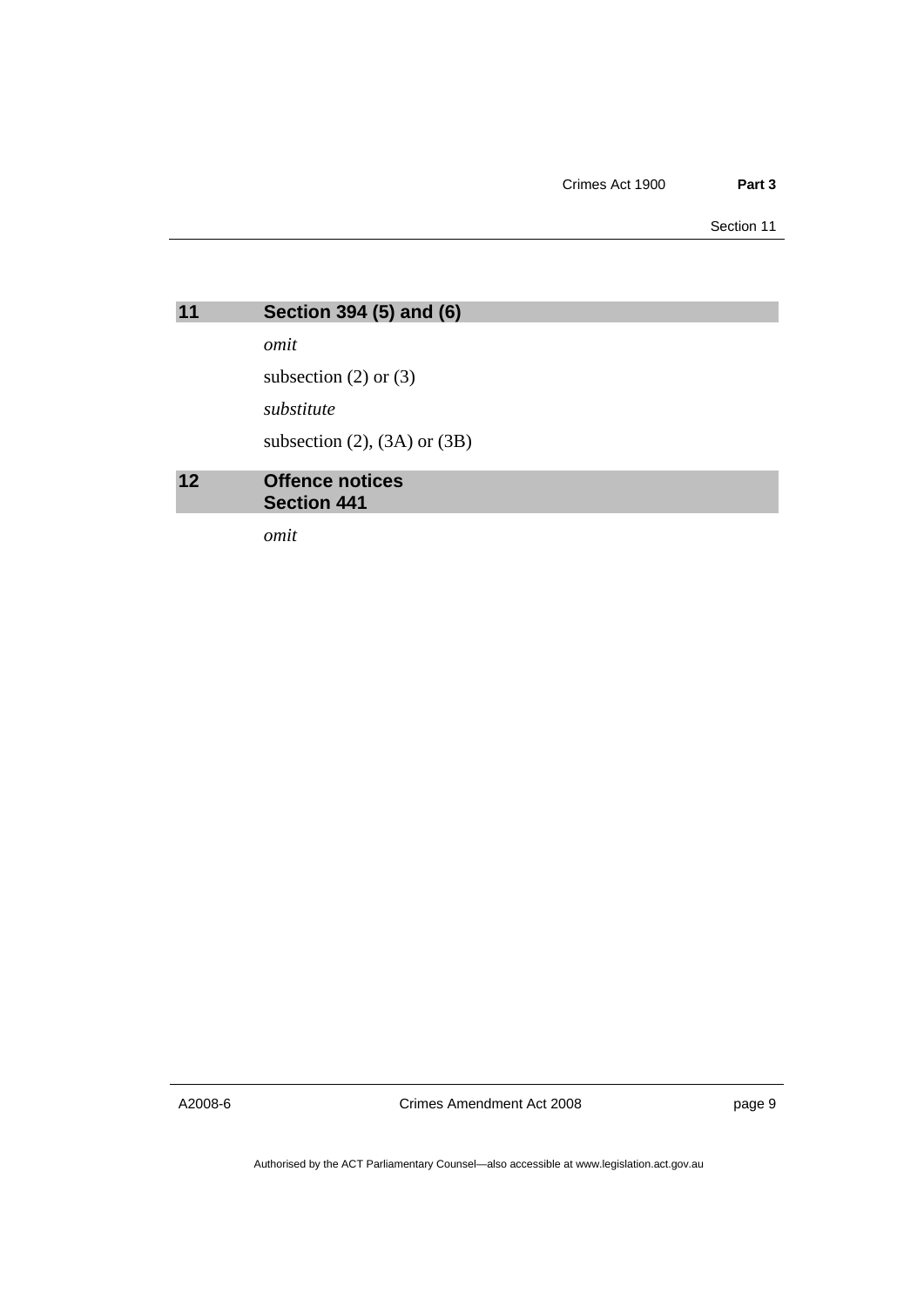## 11 Section 394 (5) and (6)

*omit*

subsection (2) or (3)

*substitute*

subsection (2), (3A) or (3B)

## 12 Offence notices Section 441

*omit*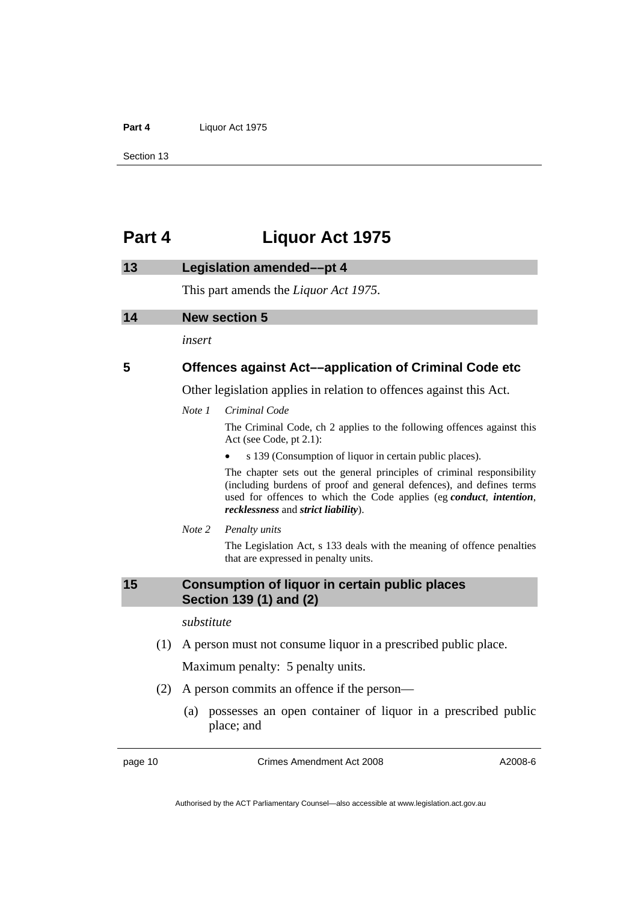# Part 4 Liquor Act 1975

## 13 Legislation amended––pt 4

This part amends the *Liquor Act 1975*.

## 14 New section 5

*insert*

### 5 Offences against Act––application of Criminal Code etc

Other legislation applies in relation to offences against this Act.

*Note 1* *Criminal Code*

The Criminal Code, ch 2 applies to the following offences against this Act (see Code, pt 2.1):

- s 139 (Consumption of liquor in certain public places).

The chapter sets out the general principles of criminal responsibility (including burdens of proof and general defences), and defines terms used for offences to which the Code applies (eg ***conduct***, ***intention***, ***recklessness*** and ***strict liability***).

*Note 2* *Penalty units*

The Legislation Act, s 133 deals with the meaning of offence penalties that are expressed in penalty units.

## 15 Consumption of liquor in certain public places Section 139 (1) and (2)

*substitute*

(1) A person must not consume liquor in a prescribed public place.

Maximum penalty: 5 penalty units.

(2) A person commits an offence if the person—

(a) possesses an open container of liquor in a prescribed public place; and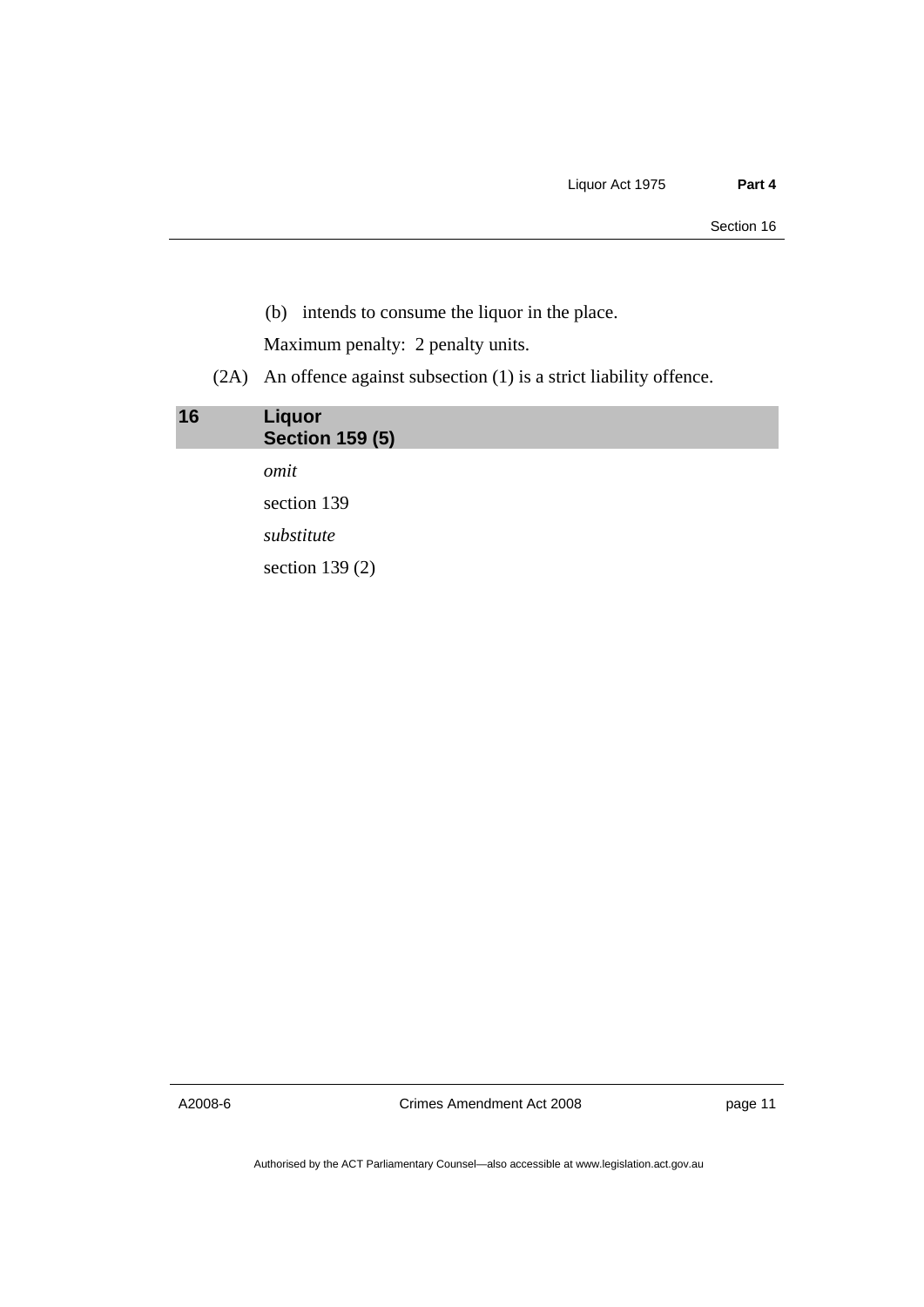(b) intends to consume the liquor in the place.

Maximum penalty: 2 penalty units.

(2A) An offence against subsection (1) is a strict liability offence.

## 16 Liquor Section 159 (5)

*omit*

section 139

*substitute*

section 139 (2)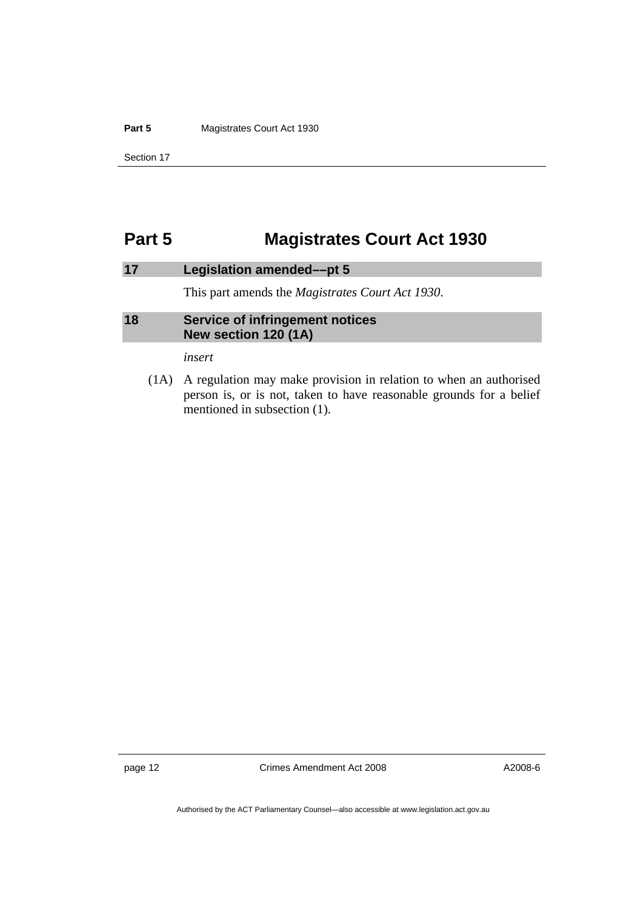# Part 5 Magistrates Court Act 1930

## 17 Legislation amended––pt 5

This part amends the *Magistrates Court Act 1930*.

## 18 Service of infringement notices New section 120 (1A)

*insert*

(1A) A regulation may make provision in relation to when an authorised person is, or is not, taken to have reasonable grounds for a belief mentioned in subsection (1).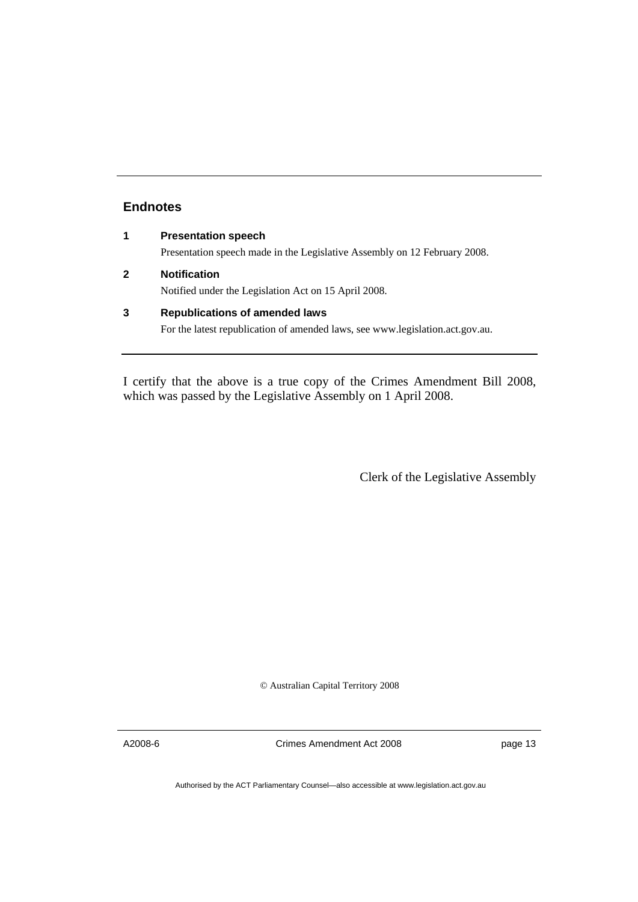## Endnotes

**1 Presentation speech**

Presentation speech made in the Legislative Assembly on 12 February 2008.

**2 Notification**

Notified under the Legislation Act on 15 April 2008.

**3 Republications of amended laws**

For the latest republication of amended laws, see www.legislation.act.gov.au.

I certify that the above is a true copy of the Crimes Amendment Bill 2008, which was passed by the Legislative Assembly on 1 April 2008.

Clerk of the Legislative Assembly

© Australian Capital Territory 2008